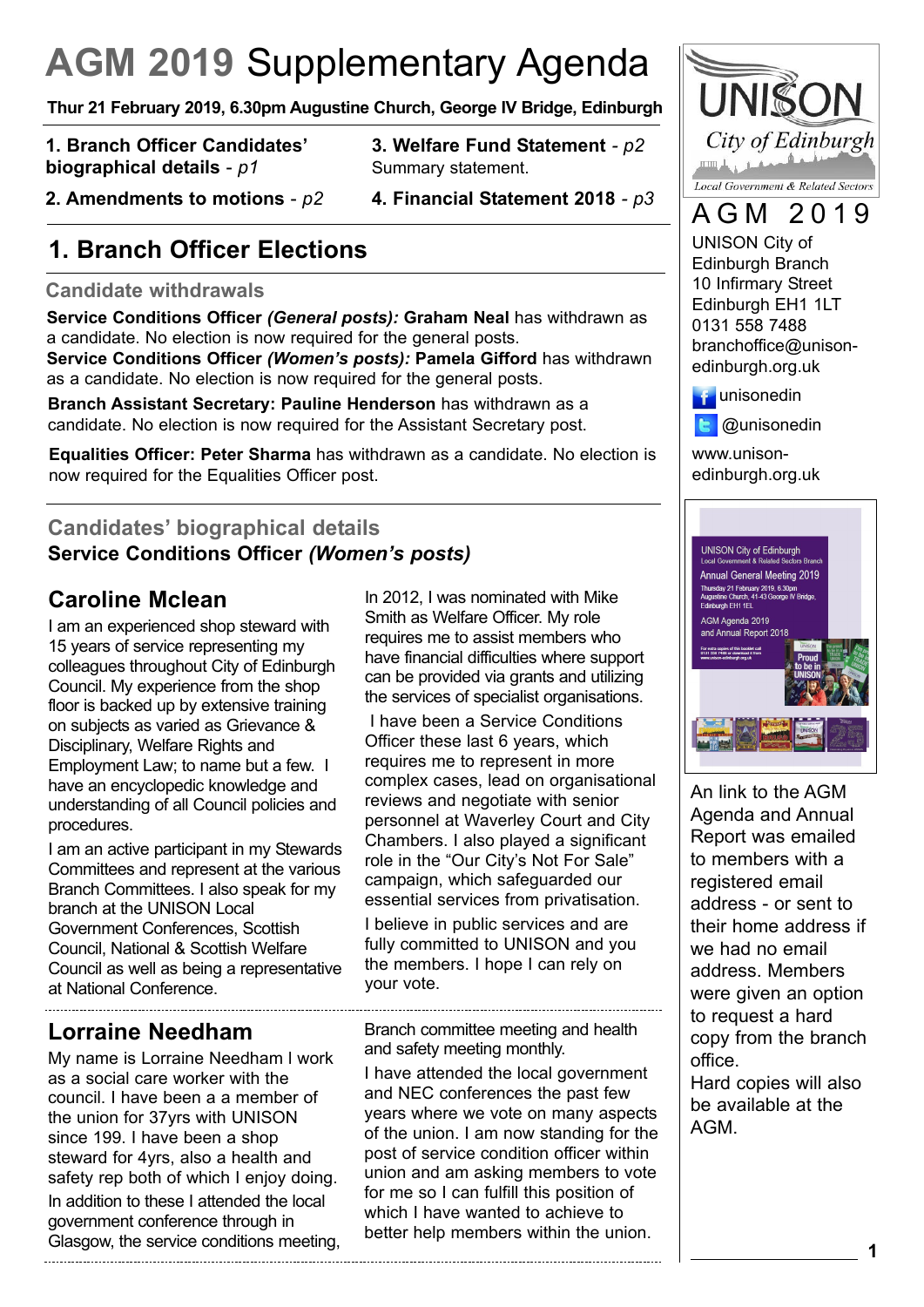# AGM 2019 Supplementary Agenda

**Thur 21 February 2019, 6.30pm Augustine Church, George IV Bridge, Edinburgh**

**1. Branch Officer Candidates' biographical details** - *p1*

**2. Amendments to motions** - *p2*

**3. Welfare Fund Statement** - *p2*
Summary statement.

**4. Financial Statement 2018** - *p3*

## 1. Branch Officer Elections

### Candidate withdrawals

**Service Conditions Officer *(General posts):* Graham Neal** has withdrawn as a candidate. No election is now required for the general posts.
**Service Conditions Officer *(Women's posts):* Pamela Gifford** has withdrawn as a candidate. No election is now required for the general posts.

**Branch Assistant Secretary: Pauline Henderson** has withdrawn as a candidate. No election is now required for the Assistant Secretary post.

**Equalities Officer: Peter Sharma** has withdrawn as a candidate. No election is now required for the Equalities Officer post.

### Candidates' biographical details

**Service Conditions Officer *(Women's posts)***

### Caroline Mclean

I am an experienced shop steward with 15 years of service representing my colleagues throughout City of Edinburgh Council. My experience from the shop floor is backed up by extensive training on subjects as varied as Grievance & Disciplinary, Welfare Rights and Employment Law; to name but a few. I have an encyclopedic knowledge and understanding of all Council policies and procedures.

I am an active participant in my Stewards Committees and represent at the various Branch Committees. I also speak for my branch at the UNISON Local Government Conferences, Scottish Council, National & Scottish Welfare Council as well as being a representative at National Conference.

In 2012, I was nominated with Mike Smith as Welfare Officer. My role requires me to assist members who have financial difficulties where support can be provided via grants and utilizing the services of specialist organisations.

I have been a Service Conditions Officer these last 6 years, which requires me to represent in more complex cases, lead on organisational reviews and negotiate with senior personnel at Waverley Court and City Chambers. I also played a significant role in the "Our City's Not For Sale" campaign, which safeguarded our essential services from privatisation.

I believe in public services and are fully committed to UNISON and you the members. I hope I can rely on your vote.

### Lorraine Needham

My name is Lorraine Needham I work as a social care worker with the council. I have been a a member of the union for 37yrs with UNISON since 199. I have been a shop steward for 4yrs, also a health and safety rep both of which I enjoy doing.

In addition to these I attended the local government conference through in Glasgow, the service conditions meeting, Branch committee meeting and health and safety meeting monthly.

I have attended the local government and NEC conferences the past few years where we vote on many aspects of the union. I am now standing for the post of service condition officer within union and am asking members to vote for me so I can fulfill this position of which I have wanted to achieve to better help members within the union.

---

UNISON City of Edinburgh
Local Government & Related Sectors

AGM 2019

UNISON City of Edinburgh Branch
10 Infirmary Street
Edinburgh EH1 1LT
0131 558 7488
branchoffice@unison-edinburgh.org.uk

unisonedin

@unisonedin

www.unison-edinburgh.org.uk

An link to the AGM Agenda and Annual Report was emailed to members with a registered email address - or sent to their home address if we had no email address. Members were given an option to request a hard copy from the branch office.
Hard copies will also be available at the AGM.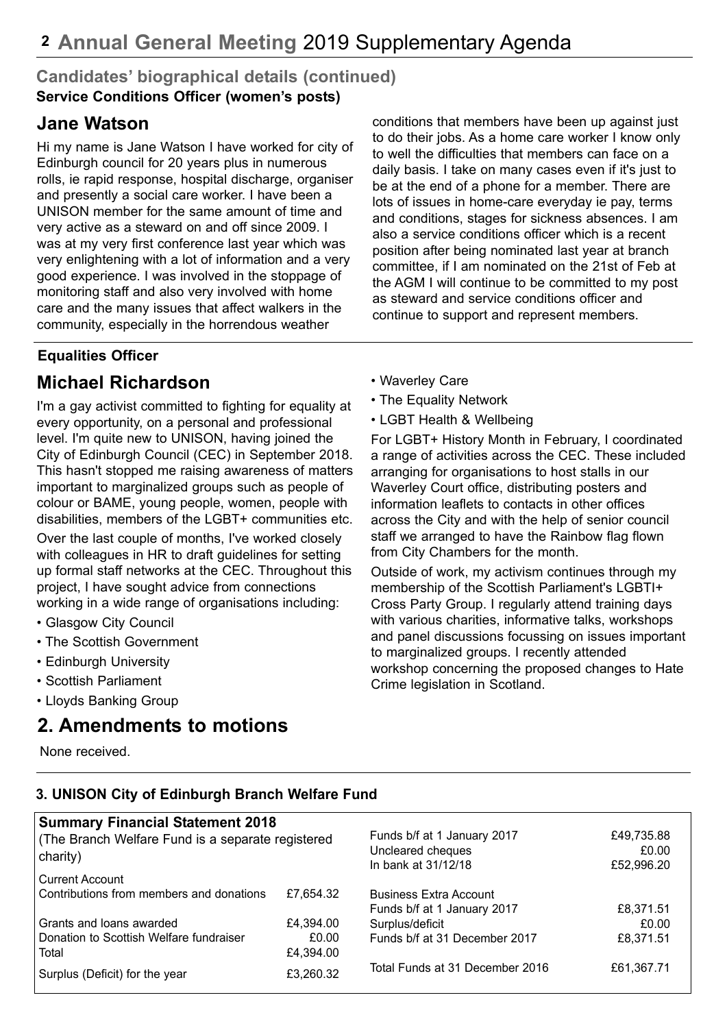# Annual General Meeting 2019 Supplementary Agenda

## Candidates' biographical details (continued)

**Service Conditions Officer (women's posts)**

### Jane Watson

Hi my name is Jane Watson I have worked for city of Edinburgh council for 20 years plus in numerous rolls, ie rapid response, hospital discharge, organiser and presently a social care worker. I have been a UNISON member for the same amount of time and very active as a steward on and off since 2009. I was at my very first conference last year which was very enlightening with a lot of information and a very good experience. I was involved in the stoppage of monitoring staff and also very involved with home care and the many issues that affect walkers in the community, especially in the horrendous weather conditions that members have been up against just to do their jobs. As a home care worker I know only to well the difficulties that members can face on a daily basis. I take on many cases even if it's just to be at the end of a phone for a member. There are lots of issues in home-care everyday ie pay, terms and conditions, stages for sickness absences. I am also a service conditions officer which is a recent position after being nominated last year at branch committee, if I am nominated on the 21st of Feb at the AGM I will continue to be committed to my post as steward and service conditions officer and continue to support and represent members.

**Equalities Officer**

### Michael Richardson

I'm a gay activist committed to fighting for equality at every opportunity, on a personal and professional level. I'm quite new to UNISON, having joined the City of Edinburgh Council (CEC) in September 2018. This hasn't stopped me raising awareness of matters important to marginalized groups such as people of colour or BAME, young people, women, people with disabilities, members of the LGBT+ communities etc.

Over the last couple of months, I've worked closely with colleagues in HR to draft guidelines for setting up formal staff networks at the CEC. Throughout this project, I have sought advice from connections working in a wide range of organisations including:

- Glasgow City Council
- The Scottish Government
- Edinburgh University
- Scottish Parliament
- Lloyds Banking Group
- Waverley Care
- The Equality Network
- LGBT Health & Wellbeing

For LGBT+ History Month in February, I coordinated a range of activities across the CEC. These included arranging for organisations to host stalls in our Waverley Court office, distributing posters and information leaflets to contacts in other offices across the City and with the help of senior council staff we arranged to have the Rainbow flag flown from City Chambers for the month.

Outside of work, my activism continues through my membership of the Scottish Parliament's LGBTI+ Cross Party Group. I regularly attend training days with various charities, informative talks, workshops and panel discussions focussing on issues important to marginalized groups. I recently attended workshop concerning the proposed changes to Hate Crime legislation in Scotland.

## 2. Amendments to motions

None received.

### 3. UNISON City of Edinburgh Branch Welfare Fund

**Summary Financial Statement 2018**

(The Branch Welfare Fund is a separate registered charity)

| Current Account | |
|---|---|
| Contributions from members and donations | £7,654.32 |
| Grants and loans awarded | £4,394.00 |
| Donation to Scottish Welfare fundraiser | £0.00 |
| Total | £4,394.00 |
| Surplus (Deficit) for the year | £3,260.32 |

| | |
|---|---|
| Funds b/f at 1 January 2017 | £49,735.88 |
| Uncleared cheques | £0.00 |
| In bank at 31/12/18 | £52,996.20 |
| **Business Extra Account** | |
| Funds b/f at 1 January 2017 | £8,371.51 |
| Surplus/deficit | £0.00 |
| Funds b/f at 31 December 2017 | £8,371.51 |
| Total Funds at 31 December 2016 | £61,367.71 |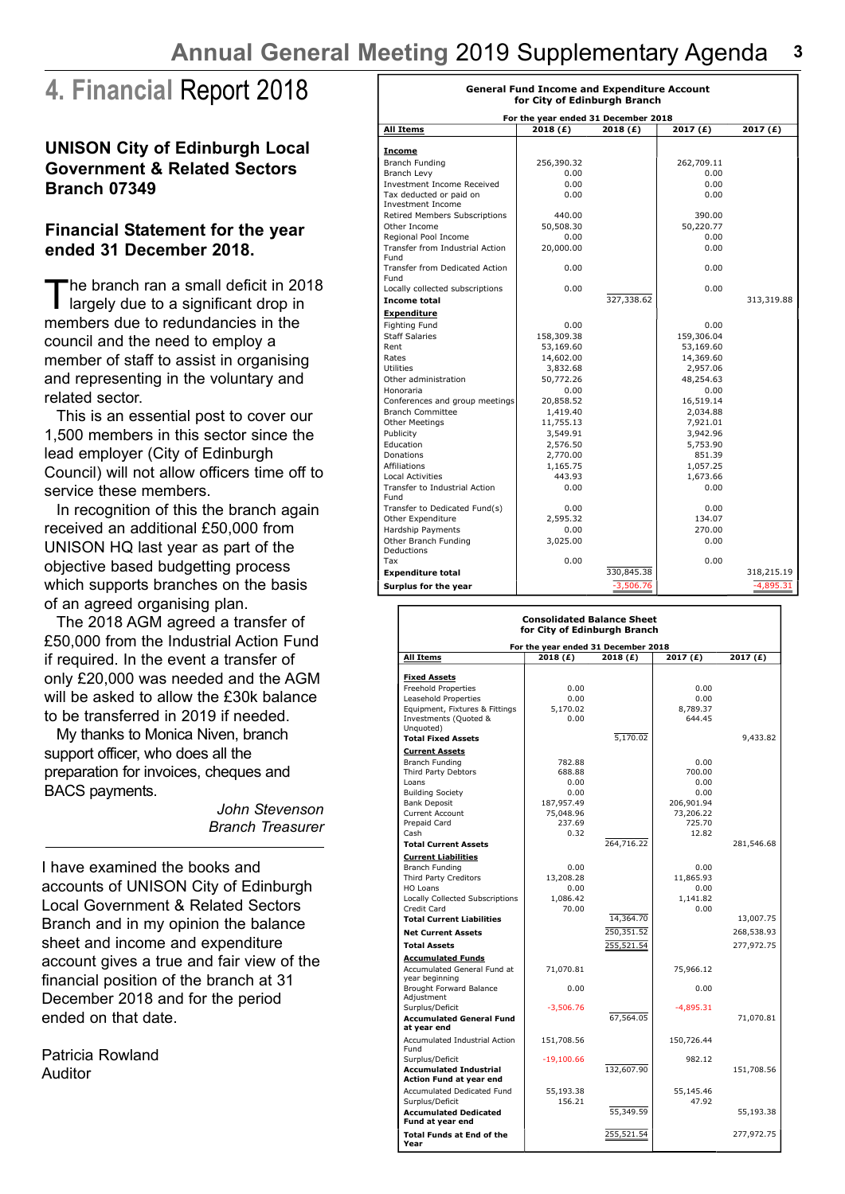# 4. Financial Report 2018

### UNISON City of Edinburgh Local Government & Related Sectors Branch 07349

### Financial Statement for the year ended 31 December 2018.

The branch ran a small deficit in 2018 largely due to a significant drop in members due to redundancies in the council and the need to employ a member of staff to assist in organising and representing in the voluntary and related sector.

This is an essential post to cover our 1,500 members in this sector since the lead employer (City of Edinburgh Council) will not allow officers time off to service these members.

In recognition of this the branch again received an additional £50,000 from UNISON HQ last year as part of the objective based budgetting process which supports branches on the basis of an agreed organising plan.

The 2018 AGM agreed a transfer of £50,000 from the Industrial Action Fund if required. In the event a transfer of only £20,000 was needed and the AGM will be asked to allow the £30k balance to be transferred in 2019 if needed.

My thanks to Monica Niven, branch support officer, who does all the preparation for invoices, cheques and BACS payments.

*John Stevenson*
*Branch Treasurer*

---

I have examined the books and accounts of UNISON City of Edinburgh Local Government & Related Sectors Branch and in my opinion the balance sheet and income and expenditure account gives a true and fair view of the financial position of the branch at 31 December 2018 and for the period ended on that date.

Patricia Rowland
Auditor

**General Fund Income and Expenditure Account for City of Edinburgh Branch**

For the year ended 31 December 2018

| All Items | 2018 (£) | 2018 (£) | 2017 (£) | 2017 (£) |
|---|---|---|---|---|
| **Income** | | | | |
| Branch Funding | 256,390.32 | | 262,709.11 | |
| Branch Levy | 0.00 | | 0.00 | |
| Investment Income Received | 0.00 | | 0.00 | |
| Tax deducted or paid on Investment Income | 0.00 | | 0.00 | |
| Retired Members Subscriptions | 440.00 | | 390.00 | |
| Other Income | 50,508.30 | | 50,220.77 | |
| Regional Pool Income | 0.00 | | 0.00 | |
| Transfer from Industrial Action Fund | 20,000.00 | | 0.00 | |
| Transfer from Dedicated Action Fund | 0.00 | | 0.00 | |
| Locally collected subscriptions | 0.00 | | 0.00 | |
| **Income total** | | 327,338.62 | | 313,319.88 |
| **Expenditure** | | | | |
| Fighting Fund | 0.00 | | 0.00 | |
| Staff Salaries | 158,309.38 | | 159,306.04 | |
| Rent | 53,169.60 | | 53,169.60 | |
| Rates | 14,602.00 | | 14,369.60 | |
| Utilities | 3,832.68 | | 2,957.06 | |
| Other administration | 50,772.26 | | 48,254.63 | |
| Honoraria | 0.00 | | 0.00 | |
| Conferences and group meetings | 20,858.52 | | 16,519.14 | |
| Branch Committee | 1,419.40 | | 2,034.88 | |
| Other Meetings | 11,755.13 | | 7,921.01 | |
| Publicity | 3,549.91 | | 3,942.96 | |
| Education | 2,576.50 | | 5,753.90 | |
| Donations | 2,770.00 | | 851.39 | |
| Affiliations | 1,165.75 | | 1,057.25 | |
| Local Activities | 443.93 | | 1,673.66 | |
| Transfer to Industrial Action Fund | 0.00 | | 0.00 | |
| Transfer to Dedicated Fund(s) | 0.00 | | 0.00 | |
| Other Expenditure | 2,595.32 | | 134.07 | |
| Hardship Payments | 0.00 | | 270.00 | |
| Other Branch Funding Deductions | 3,025.00 | | 0.00 | |
| Tax | 0.00 | | 0.00 | |
| **Expenditure total** | | 330,845.38 | | 318,215.19 |
| **Surplus for the year** | | -3,506.76 | | -4,895.31 |

**Consolidated Balance Sheet for City of Edinburgh Branch**

For the year ended 31 December 2018

| All Items | 2018 (£) | 2018 (£) | 2017 (£) | 2017 (£) |
|---|---|---|---|---|
| **Fixed Assets** | | | | |
| Freehold Properties | 0.00 | | 0.00 | |
| Leasehold Properties | 0.00 | | 0.00 | |
| Equipment, Fixtures & Fittings | 5,170.02 | | 8,789.37 | |
| Investments (Quoted & Unquoted) | 0.00 | | 644.45 | |
| **Total Fixed Assets** | | 5,170.02 | | 9,433.82 |
| **Current Assets** | | | | |
| Branch Funding | 782.88 | | 0.00 | |
| Third Party Debtors | 688.88 | | 700.00 | |
| Loans | 0.00 | | 0.00 | |
| Building Society | 0.00 | | 0.00 | |
| Bank Deposit | 187,957.49 | | 206,901.94 | |
| Current Account | 75,048.96 | | 73,206.22 | |
| Prepaid Card | 237.69 | | 725.70 | |
| Cash | 0.32 | | 12.82 | |
| **Total Current Assets** | | 264,716.22 | | 281,546.68 |
| **Current Liabilities** | | | | |
| Branch Funding | 0.00 | | 0.00 | |
| Third Party Creditors | 13,208.28 | | 11,865.93 | |
| HO Loans | 0.00 | | 0.00 | |
| Locally Collected Subscriptions | 1,086.42 | | 1,141.82 | |
| Credit Card | 70.00 | | 0.00 | |
| **Total Current Liabilities** | | 14,364.70 | | 13,007.75 |
| **Net Current Assets** | | 250,351.52 | | 268,538.93 |
| **Total Assets** | | 255,521.54 | | 277,972.75 |
| **Accumulated Funds** | | | | |
| Accumulated General Fund at year beginning | 71,070.81 | | 75,966.12 | |
| Brought Forward Balance Adjustment | 0.00 | | 0.00 | |
| Surplus/Deficit | -3,506.76 | | -4,895.31 | |
| **Accumulated General Fund at year end** | | 67,564.05 | | 71,070.81 |
| Accumulated Industrial Action Fund | 151,708.56 | | 150,726.44 | |
| Surplus/Deficit | -19,100.66 | | 982.12 | |
| **Accumulated Industrial Action Fund at year end** | | 132,607.90 | | 151,708.56 |
| Accumulated Dedicated Fund | 55,193.38 | | 55,145.46 | |
| Surplus/Deficit | 156.21 | | 47.92 | |
| **Accumulated Dedicated Fund at year end** | | 55,349.59 | | 55,193.38 |
| **Total Funds at End of the Year** | | 255,521.54 | | 277,972.75 |